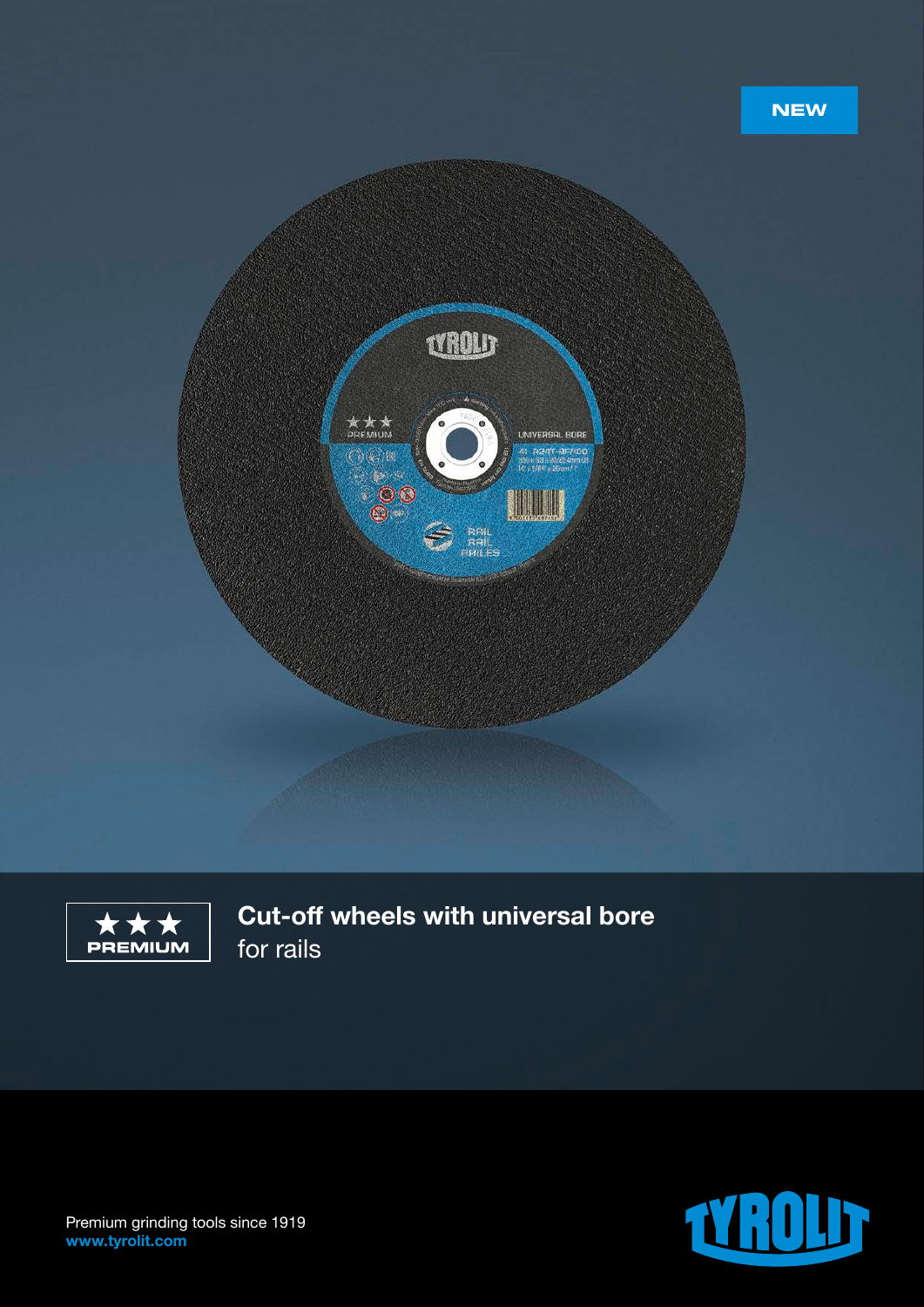NEW

★★★ PREMIUM

# Cut-off wheels with universal bore

for rails

Premium grinding tools since 1919
**www.tyrolit.com**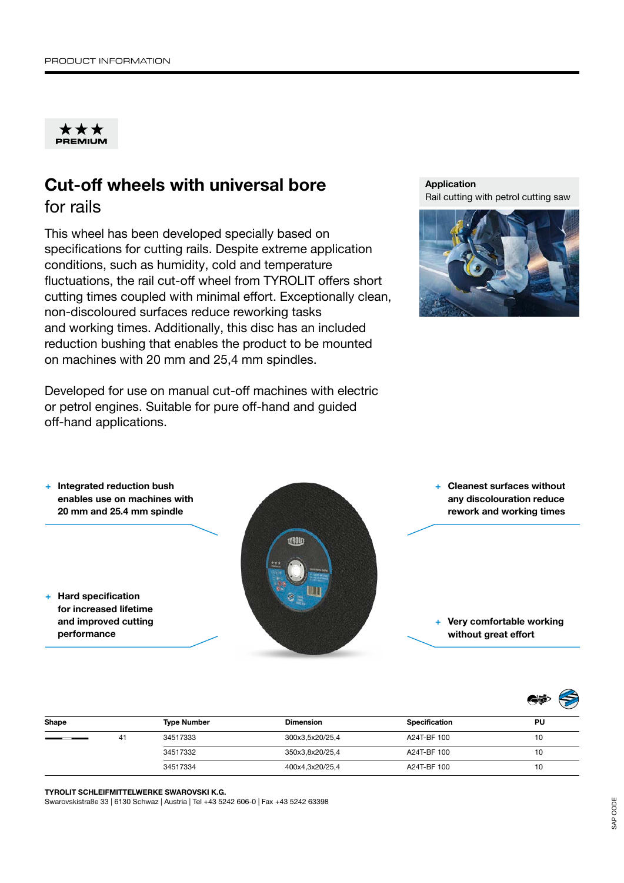PRODUCT INFORMATION

★★★ PREMIUM

# Cut-off wheels with universal bore

for rails

This wheel has been developed specially based on specifications for cutting rails. Despite extreme application conditions, such as humidity, cold and temperature fluctuations, the rail cut-off wheel from TYROLIT offers short cutting times coupled with minimal effort. Exceptionally clean, non-discoloured surfaces reduce reworking tasks and working times. Additionally, this disc has an included reduction bushing that enables the product to be mounted on machines with 20 mm and 25,4 mm spindles.

Developed for use on manual cut-off machines with electric or petrol engines. Suitable for pure off-hand and guided off-hand applications.

**Application**
Rail cutting with petrol cutting saw

- **Integrated reduction bush enables use on machines with 20 mm and 25.4 mm spindle**
- **Hard specification for increased lifetime and improved cutting performance**
- **Cleanest surfaces without any discolouration reduce rework and working times**
- **Very comfortable working without great effort**

| Shape | | Type Number | Dimension | Specification | PU |
|---|---|---|---|---|---|
| | 41 | 34517333 | 300x3,5x20/25,4 | A24T-BF 100 | 10 |
| | | 34517332 | 350x3,8x20/25,4 | A24T-BF 100 | 10 |
| | | 34517334 | 400x4,3x20/25,4 | A24T-BF 100 | 10 |

**TYROLIT SCHLEIFMITTELWERKE SWAROVSKI K.G.**
Swarovskistraße 33 | 6130 Schwaz | Austria | Tel +43 5242 606-0 | Fax +43 5242 63398

SAP CODE